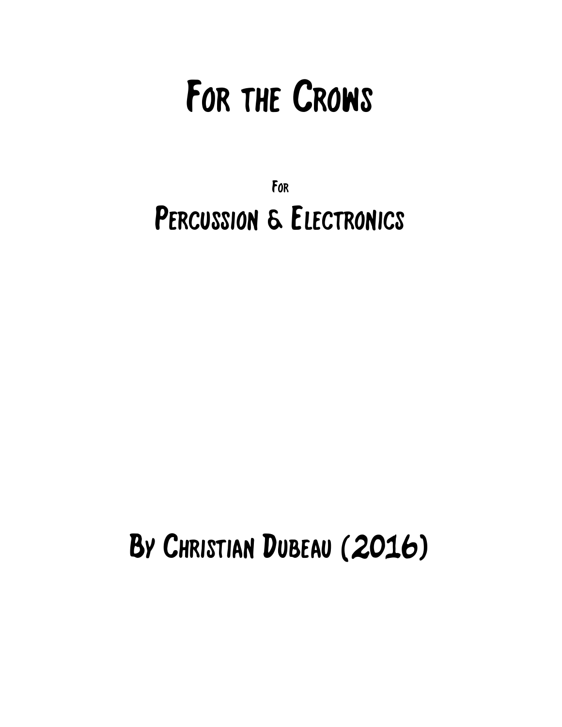# For the Crows

For

## Percussion & Electronics

## By Christian Dubeau (2016)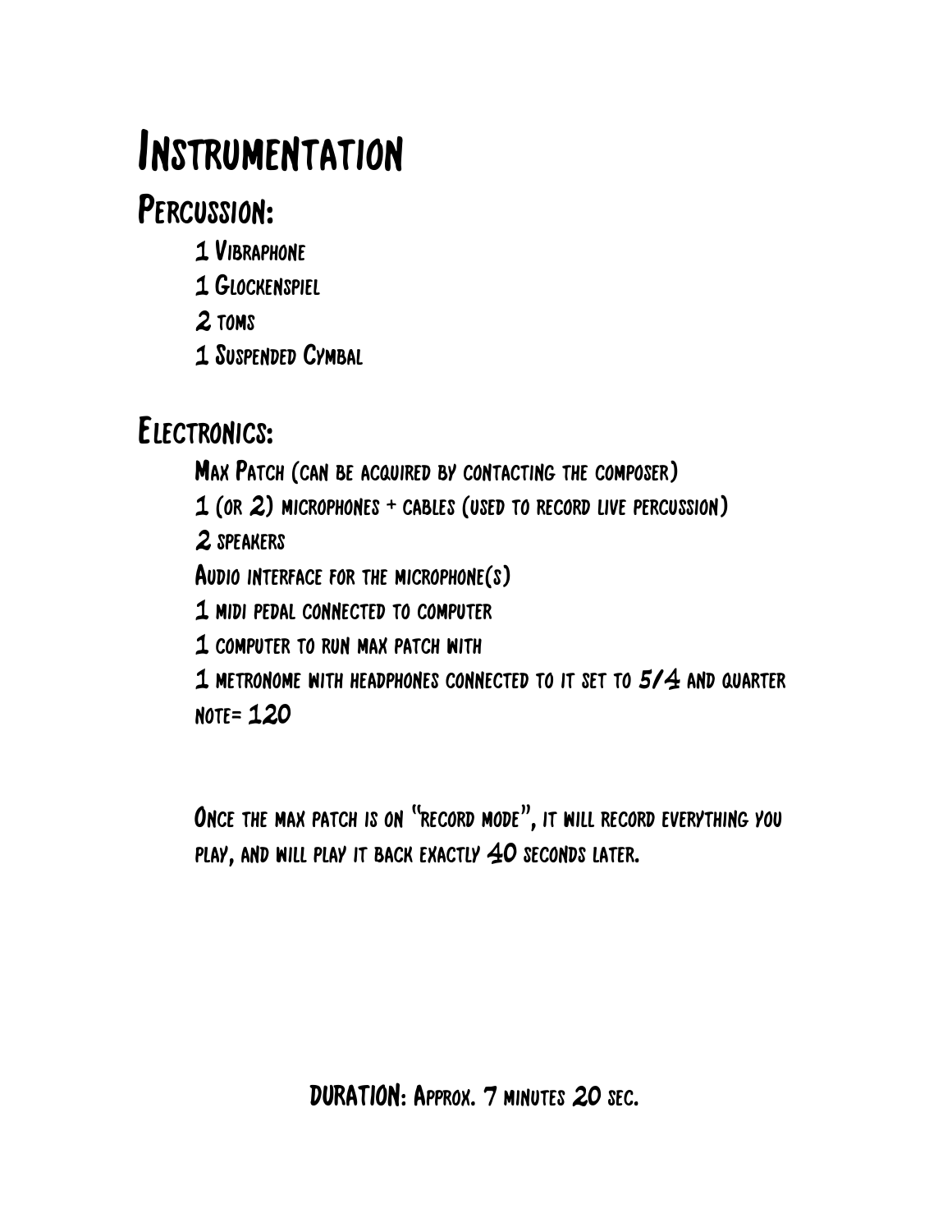# Instrumentation

## Percussion:

- 1 Vibraphone
- 1 Glockenspiel
- 2 toms
- 1 Suspended Cymbal

## Electronics:

- Max Patch (can be acquired by contacting the composer)
- 1 (or 2) microphones + cables (used to record live percussion)
- 2 speakers
- Audio interface for the microphone(s)
- 1 midi pedal connected to computer
- 1 computer to run max patch with
- 1 metronome with headphones connected to it set to 5/4 and quarter note= 120

Once the max patch is on "record mode", it will record everything you play, and will play it back exactly 40 seconds later.

**DURATION**: Approx. 7 minutes 20 sec.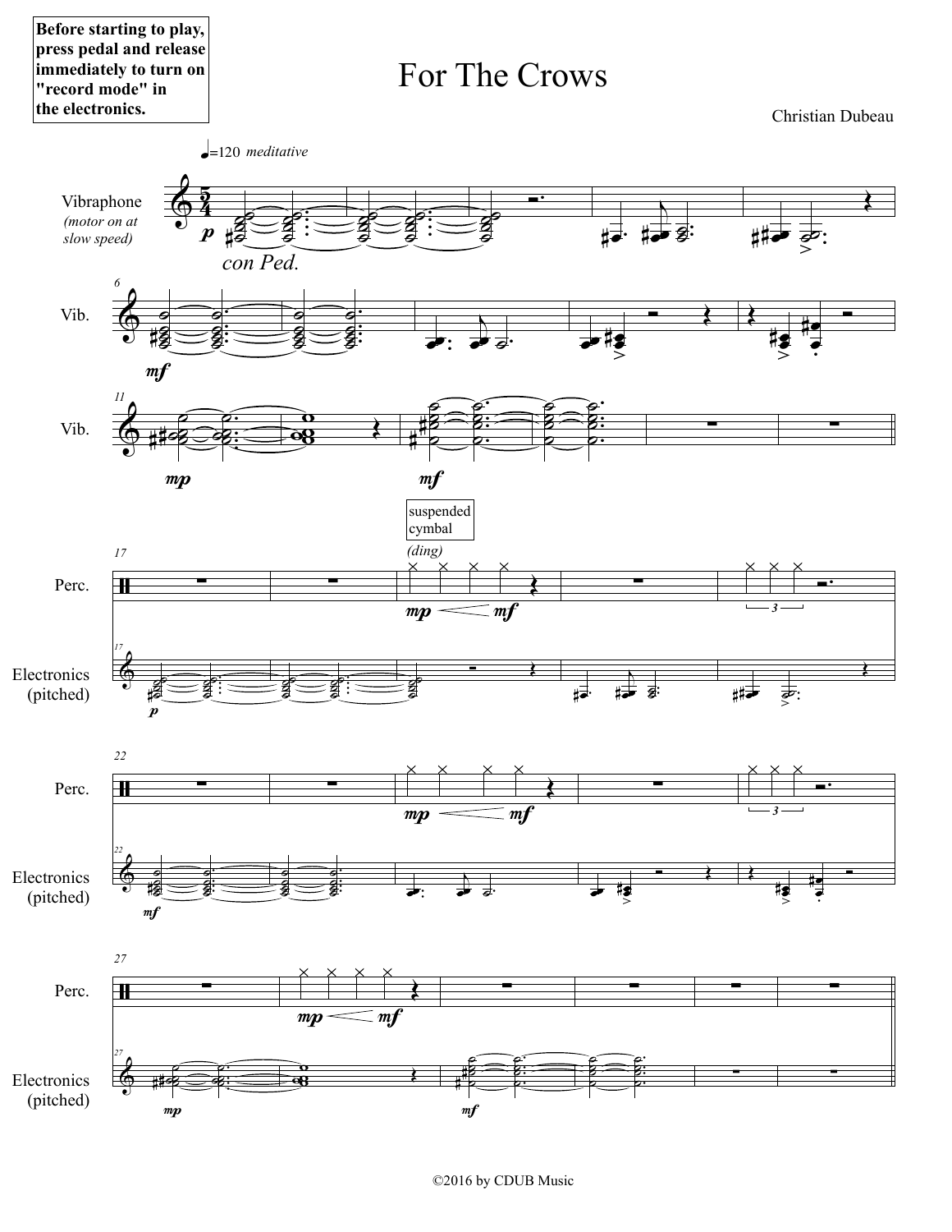Before starting to play, press pedal and release immediately to turn on "record mode" in the electronics.

# For The Crows

Christian Dubeau

♩=120 *meditative*

Vibraphone *(motor on at slow speed)*

*con Ped.*

suspended cymbal

*(ding)*

Perc.

Electronics (pitched)

©2016 by CDUB Music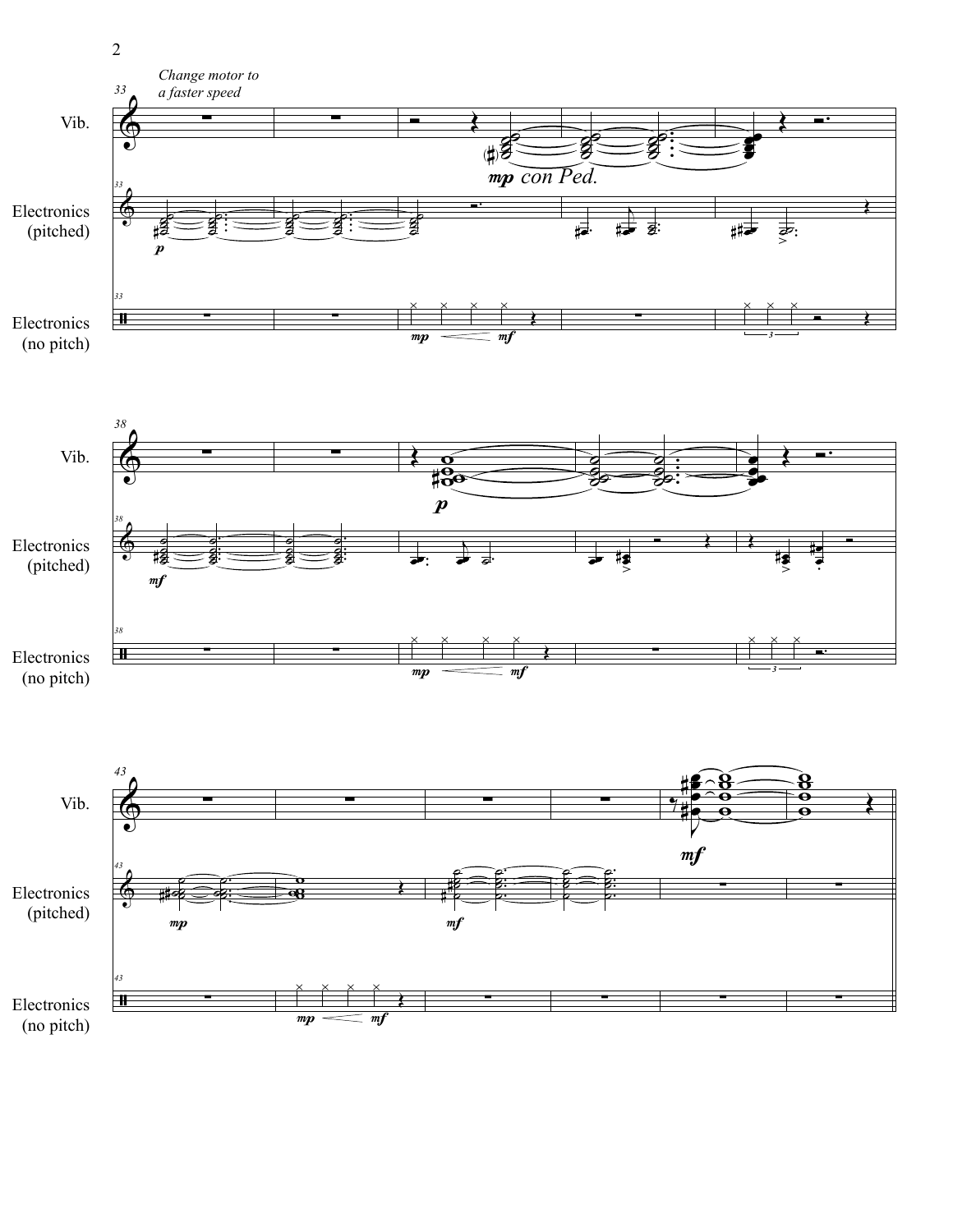*Change motor to a faster speed*

Vib.

Electronics (pitched)

Electronics (no pitch)

*mp con Ped.*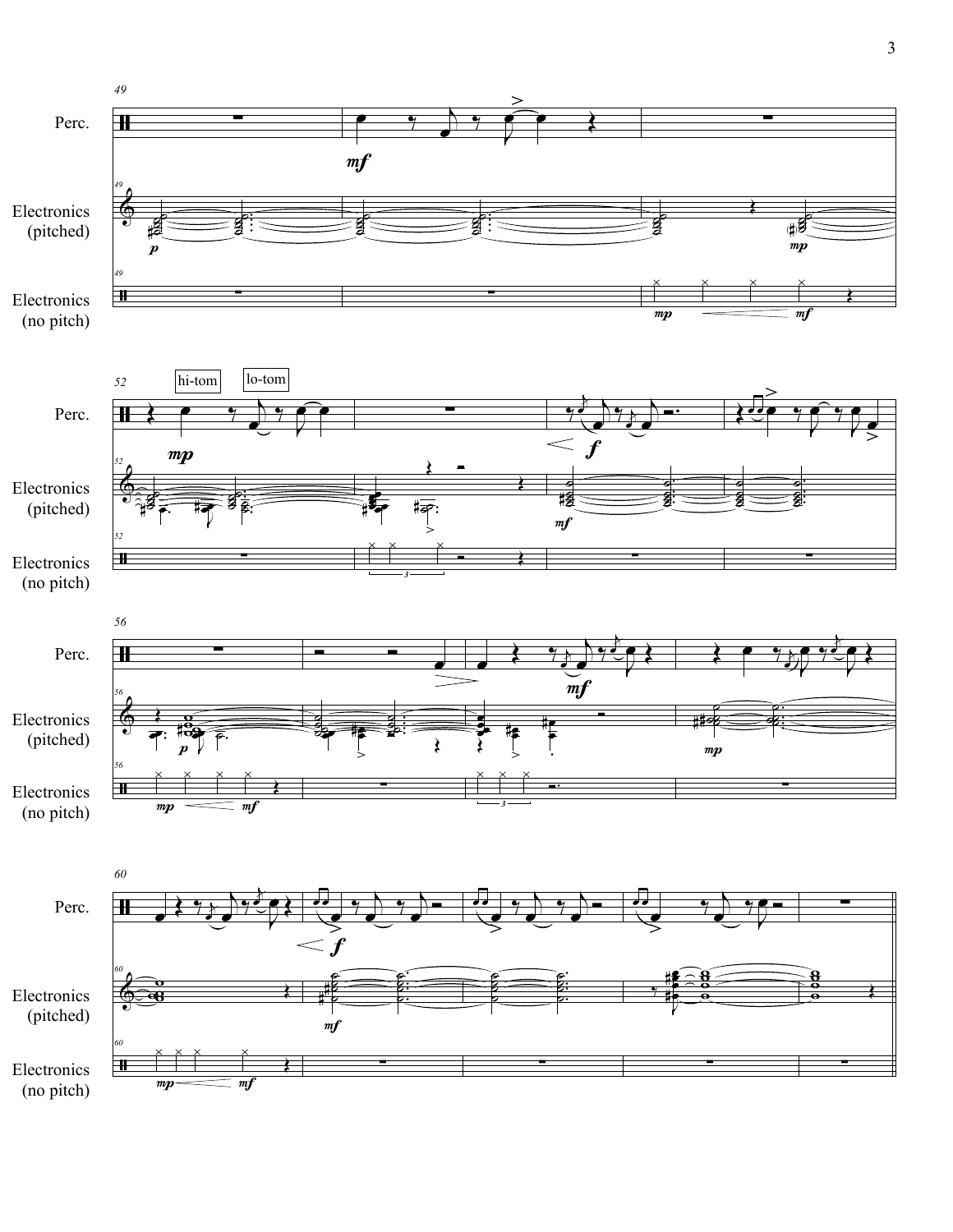Perc.

Electronics (pitched)

Electronics (no pitch)

hi-tom

lo-tom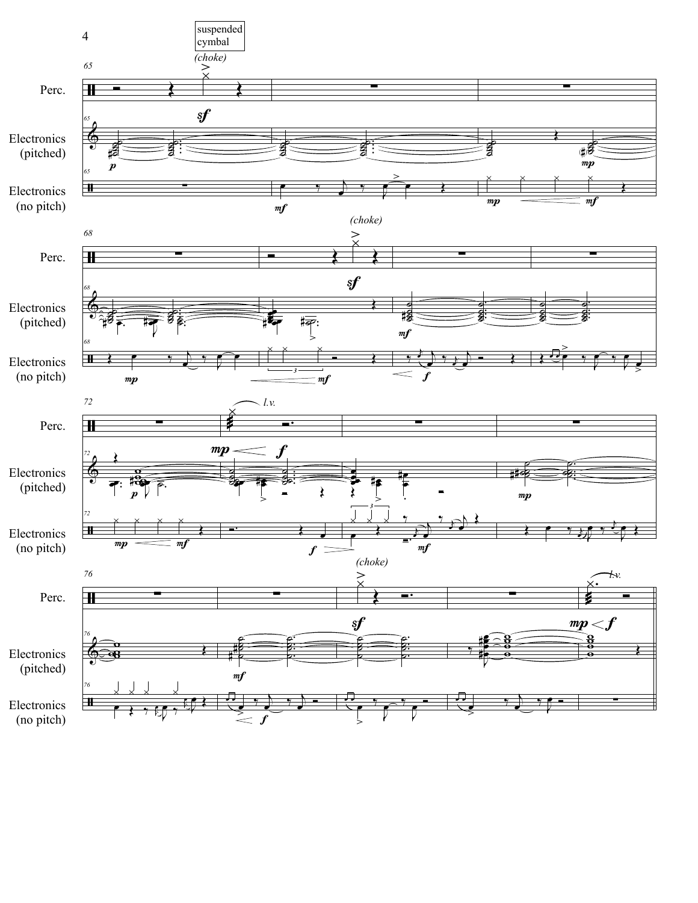suspended cymbal

(choke)

Perc.

Electronics (pitched)

Electronics (no pitch)

(choke)

l.v.

(choke)

l.v.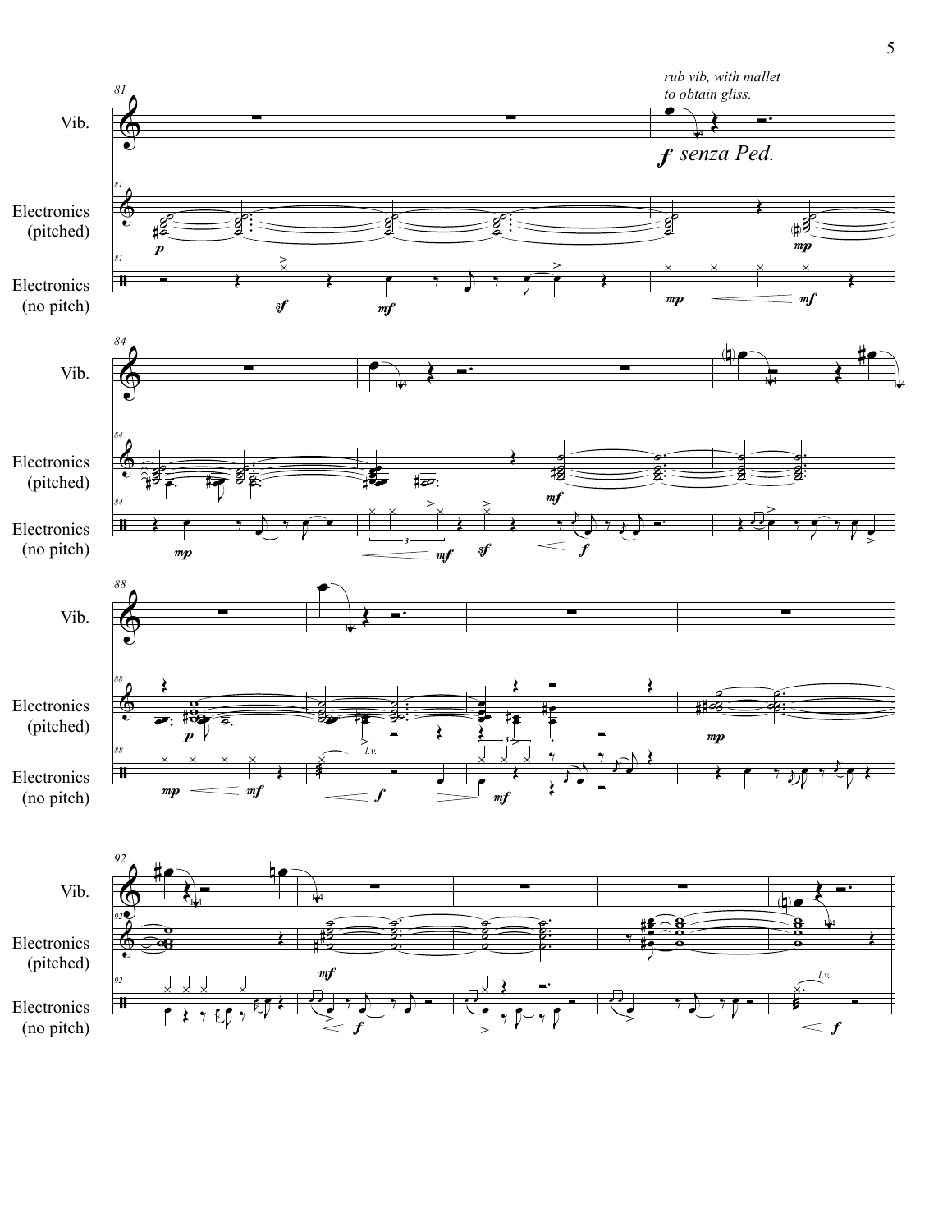Vib.

Electronics (pitched)

Electronics (no pitch)

*rub vib, with mallet to obtain gliss.*

*f senza Ped.*

*l.v.*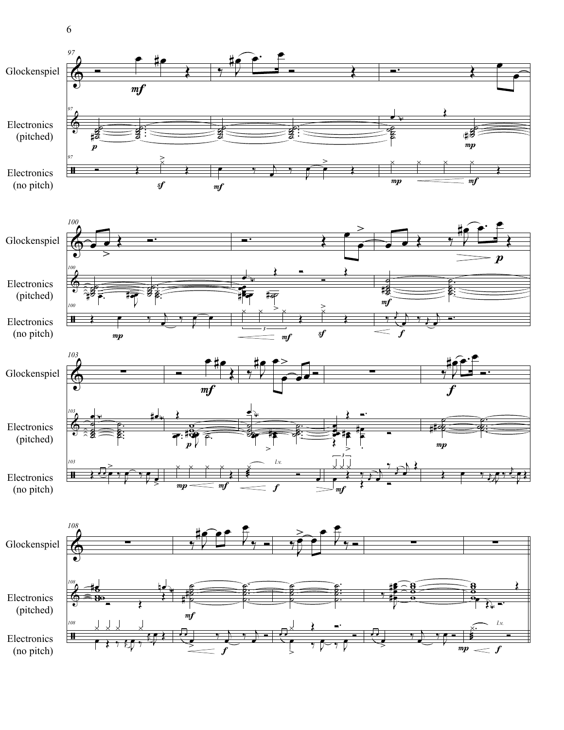Glockenspiel

Electronics (pitched)

Electronics (no pitch)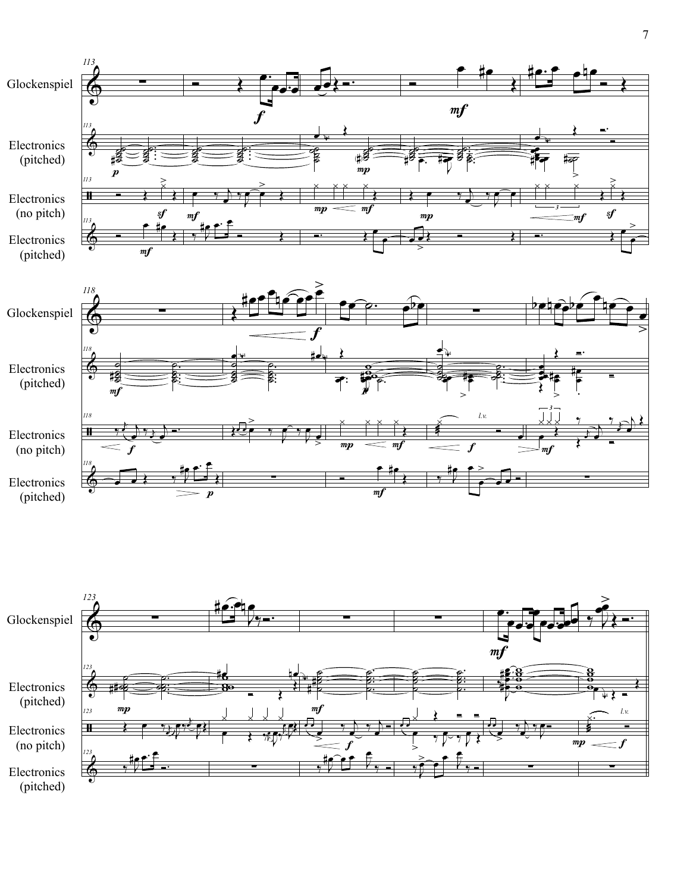Glockenspiel

Electronics (pitched)

Electronics (no pitch)

Electronics (pitched)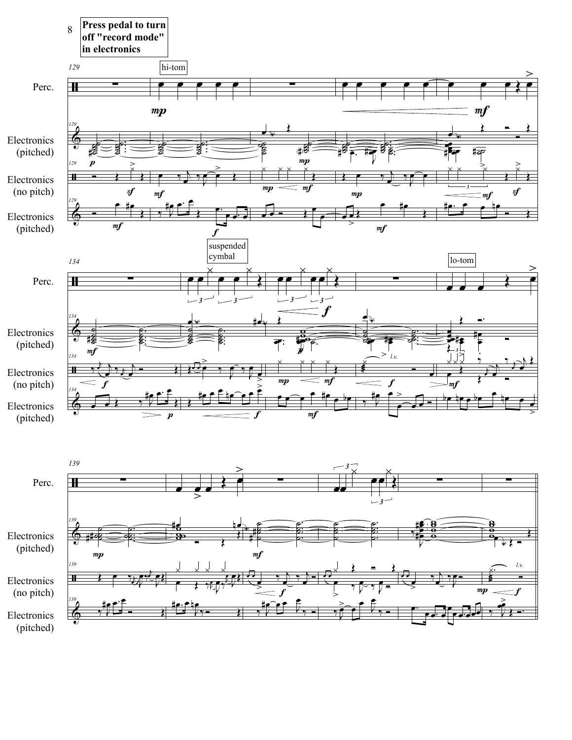Press pedal to turn off "record mode" in electronics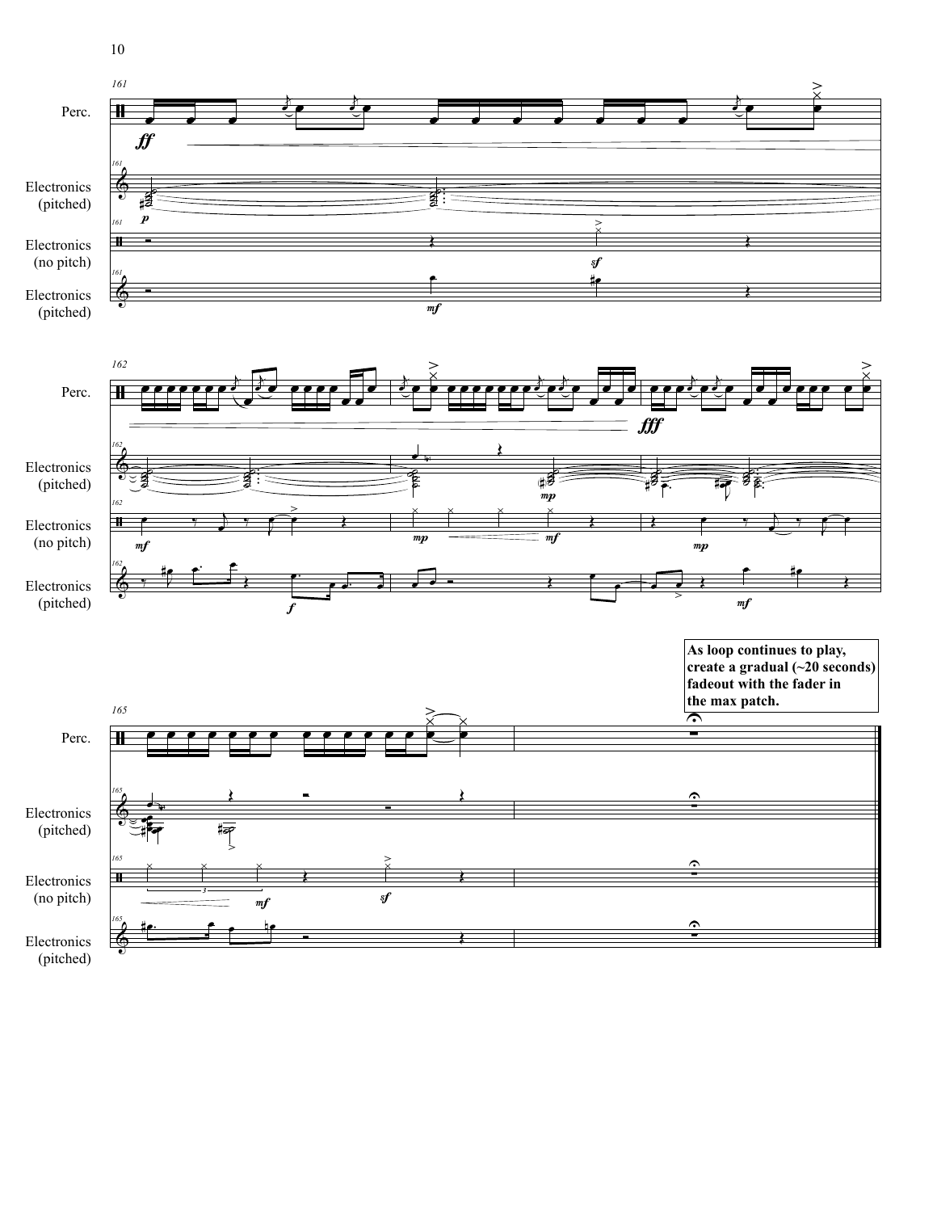As loop continues to play, create a gradual (~20 seconds) fadeout with the fader in the max patch.